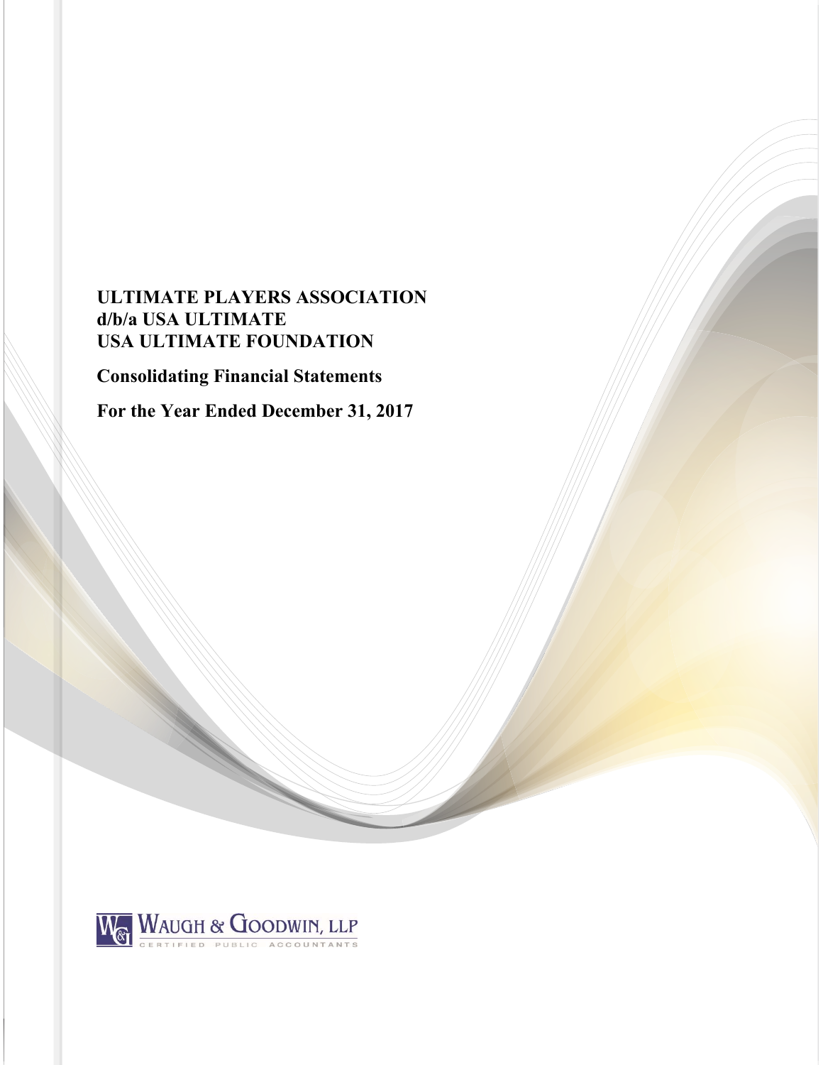# ULTIMATE PLAYERS ASSOCIATION
# d/b/a USA ULTIMATE
# USA ULTIMATE FOUNDATION

## Consolidating Financial Statements

## For the Year Ended December 31, 2017

WAUGH & GOODWIN, LLP
CERTIFIED PUBLIC ACCOUNTANTS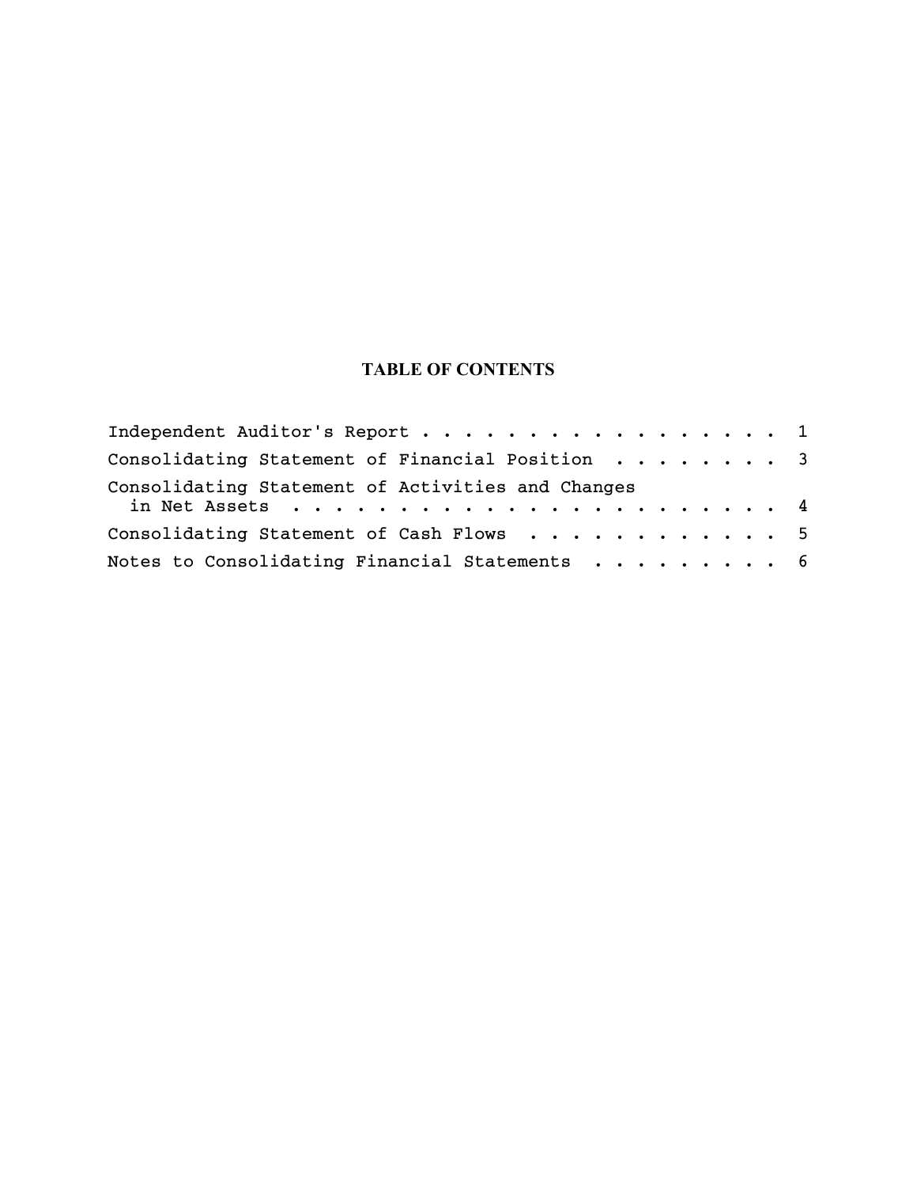# TABLE OF CONTENTS

| | |
|---|---|
| Independent Auditor's Report | 1 |
| Consolidating Statement of Financial Position | 3 |
| Consolidating Statement of Activities and Changes in Net Assets | 4 |
| Consolidating Statement of Cash Flows | 5 |
| Notes to Consolidating Financial Statements | 6 |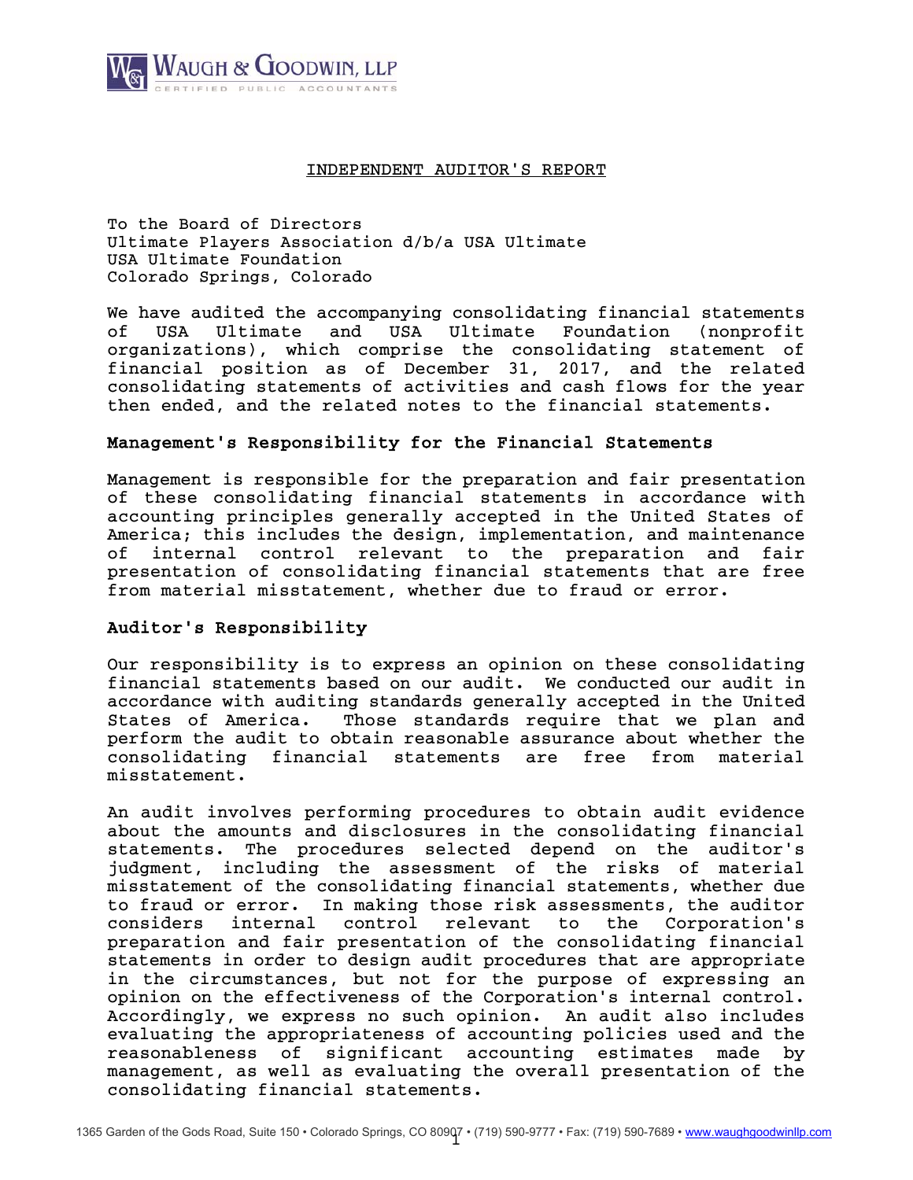WAUGH & GOODWIN, LLP
CERTIFIED PUBLIC ACCOUNTANTS

# INDEPENDENT AUDITOR'S REPORT

To the Board of Directors
Ultimate Players Association d/b/a USA Ultimate
USA Ultimate Foundation
Colorado Springs, Colorado

We have audited the accompanying consolidating financial statements of USA Ultimate and USA Ultimate Foundation (nonprofit organizations), which comprise the consolidating statement of financial position as of December 31, 2017, and the related consolidating statements of activities and cash flows for the year then ended, and the related notes to the financial statements.

## Management's Responsibility for the Financial Statements

Management is responsible for the preparation and fair presentation of these consolidating financial statements in accordance with accounting principles generally accepted in the United States of America; this includes the design, implementation, and maintenance of internal control relevant to the preparation and fair presentation of consolidating financial statements that are free from material misstatement, whether due to fraud or error.

## Auditor's Responsibility

Our responsibility is to express an opinion on these consolidating financial statements based on our audit. We conducted our audit in accordance with auditing standards generally accepted in the United States of America. Those standards require that we plan and perform the audit to obtain reasonable assurance about whether the consolidating financial statements are free from material misstatement.

An audit involves performing procedures to obtain audit evidence about the amounts and disclosures in the consolidating financial statements. The procedures selected depend on the auditor's judgment, including the assessment of the risks of material misstatement of the consolidating financial statements, whether due to fraud or error. In making those risk assessments, the auditor considers internal control relevant to the Corporation's preparation and fair presentation of the consolidating financial statements in order to design audit procedures that are appropriate in the circumstances, but not for the purpose of expressing an opinion on the effectiveness of the Corporation's internal control. Accordingly, we express no such opinion. An audit also includes evaluating the appropriateness of accounting policies used and the reasonableness of significant accounting estimates made by management, as well as evaluating the overall presentation of the consolidating financial statements.

1365 Garden of the Gods Road, Suite 150 • Colorado Springs, CO 80907 • (719) 590-9777 • Fax: (719) 590-7689 • www.waughgoodwinllp.com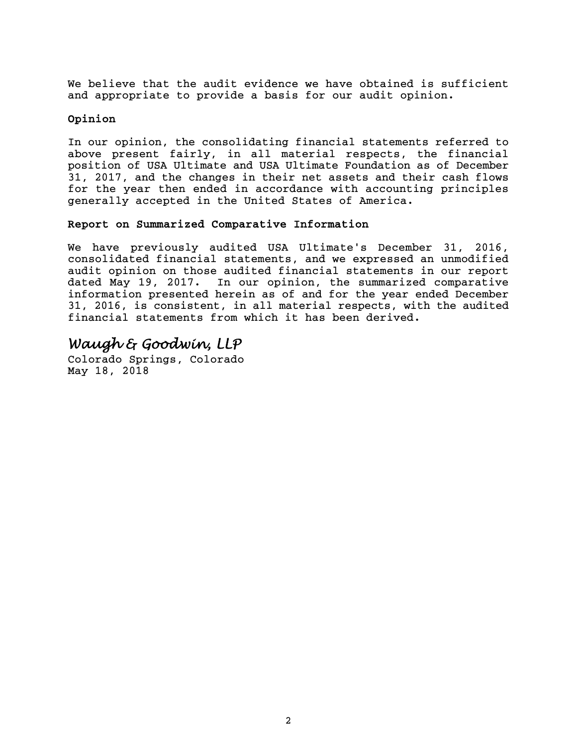We believe that the audit evidence we have obtained is sufficient and appropriate to provide a basis for our audit opinion.

**Opinion**

In our opinion, the consolidating financial statements referred to above present fairly, in all material respects, the financial position of USA Ultimate and USA Ultimate Foundation as of December 31, 2017, and the changes in their net assets and their cash flows for the year then ended in accordance with accounting principles generally accepted in the United States of America.

**Report on Summarized Comparative Information**

We have previously audited USA Ultimate's December 31, 2016, consolidated financial statements, and we expressed an unmodified audit opinion on those audited financial statements in our report dated May 19, 2017. In our opinion, the summarized comparative information presented herein as of and for the year ended December 31, 2016, is consistent, in all material respects, with the audited financial statements from which it has been derived.

*Waugh & Goodwin, LLP*

Colorado Springs, Colorado
May 18, 2018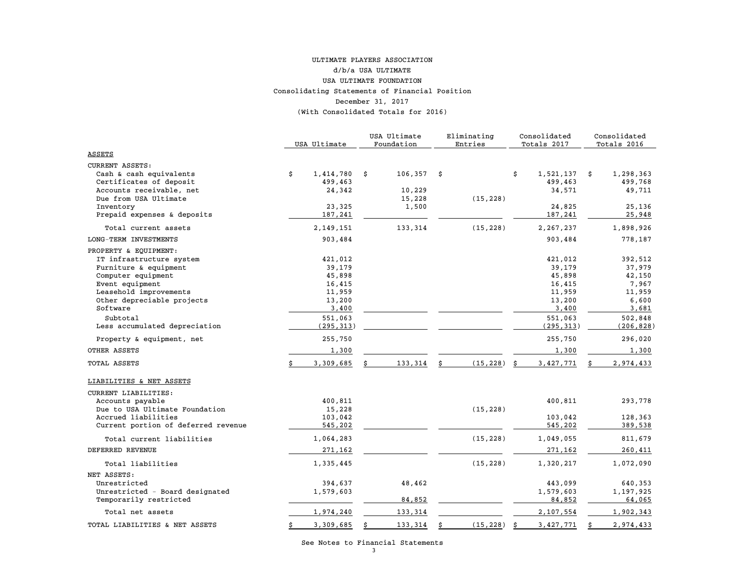ULTIMATE PLAYERS ASSOCIATION

d/b/a USA ULTIMATE

USA ULTIMATE FOUNDATION

Consolidating Statements of Financial Position

December 31, 2017

(With Consolidated Totals for 2016)

| | USA Ultimate | USA Ultimate Foundation | Eliminating Entries | Consolidated Totals 2017 | Consolidated Totals 2016 |
|---|---|---|---|---|---|
| **ASSETS** | | | | | |
| CURRENT ASSETS: | | | | | |
| Cash & cash equivalents | $ 1,414,780 | $ 106,357 | $ | $ 1,521,137 | $ 1,298,363 |
| Certificates of deposit | 499,463 | | | 499,463 | 499,768 |
| Accounts receivable, net | 24,342 | 10,229 | | 34,571 | 49,711 |
| Due from USA Ultimate | | 15,228 | (15,228) | | |
| Inventory | 23,325 | 1,500 | | 24,825 | 25,136 |
| Prepaid expenses & deposits | 187,241 | | | 187,241 | 25,948 |
| Total current assets | 2,149,151 | 133,314 | (15,228) | 2,267,237 | 1,898,926 |
| LONG-TERM INVESTMENTS | 903,484 | | | 903,484 | 778,187 |
| PROPERTY & EQUIPMENT: | | | | | |
| IT infrastructure system | 421,012 | | | 421,012 | 392,512 |
| Furniture & equipment | 39,179 | | | 39,179 | 37,979 |
| Computer equipment | 45,898 | | | 45,898 | 42,150 |
| Event equipment | 16,415 | | | 16,415 | 7,967 |
| Leasehold improvements | 11,959 | | | 11,959 | 11,959 |
| Other depreciable projects | 13,200 | | | 13,200 | 6,600 |
| Software | 3,400 | | | 3,400 | 3,681 |
| Subtotal | 551,063 | | | 551,063 | 502,848 |
| Less accumulated depreciation | (295,313) | | | (295,313) | (206,828) |
| Property & equipment, net | 255,750 | | | 255,750 | 296,020 |
| OTHER ASSETS | 1,300 | | | 1,300 | 1,300 |
| TOTAL ASSETS | $ 3,309,685 | $ 133,314 | $ (15,228) | $ 3,427,771 | $ 2,974,433 |
| **LIABILITIES & NET ASSETS** | | | | | |
| CURRENT LIABILITIES: | | | | | |
| Accounts payable | 400,811 | | | 400,811 | 293,778 |
| Due to USA Ultimate Foundation | 15,228 | | (15,228) | | |
| Accrued liabilities | 103,042 | | | 103,042 | 128,363 |
| Current portion of deferred revenue | 545,202 | | | 545,202 | 389,538 |
| Total current liabilities | 1,064,283 | | (15,228) | 1,049,055 | 811,679 |
| DEFERRED REVENUE | 271,162 | | | 271,162 | 260,411 |
| Total liabilities | 1,335,445 | | (15,228) | 1,320,217 | 1,072,090 |
| NET ASSETS: | | | | | |
| Unrestricted | 394,637 | 48,462 | | 443,099 | 640,353 |
| Unrestricted - Board designated | 1,579,603 | | | 1,579,603 | 1,197,925 |
| Temporarily restricted | | 84,852 | | 84,852 | 64,065 |
| Total net assets | 1,974,240 | 133,314 | | 2,107,554 | 1,902,343 |
| TOTAL LIABILITIES & NET ASSETS | $ 3,309,685 | $ 133,314 | $ (15,228) | $ 3,427,771 | $ 2,974,433 |

See Notes to Financial Statements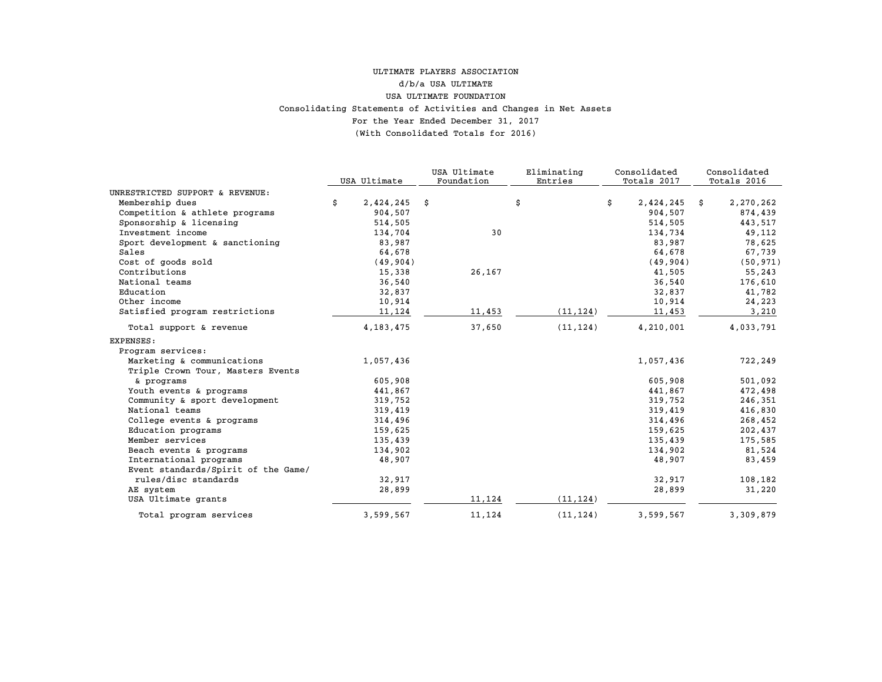ULTIMATE PLAYERS ASSOCIATION

d/b/a USA ULTIMATE

USA ULTIMATE FOUNDATION

Consolidating Statements of Activities and Changes in Net Assets

For the Year Ended December 31, 2017

(With Consolidated Totals for 2016)

| | USA Ultimate | USA Ultimate Foundation | Eliminating Entries | Consolidated Totals 2017 | Consolidated Totals 2016 |
|---|---|---|---|---|---|
| UNRESTRICTED SUPPORT & REVENUE: | | | | | |
| Membership dues | $ 2,424,245 | $ | $ | $ 2,424,245 | $ 2,270,262 |
| Competition & athlete programs | 904,507 | | | 904,507 | 874,439 |
| Sponsorship & licensing | 514,505 | | | 514,505 | 443,517 |
| Investment income | 134,704 | 30 | | 134,734 | 49,112 |
| Sport development & sanctioning | 83,987 | | | 83,987 | 78,625 |
| Sales | 64,678 | | | 64,678 | 67,739 |
| Cost of goods sold | (49,904) | | | (49,904) | (50,971) |
| Contributions | 15,338 | 26,167 | | 41,505 | 55,243 |
| National teams | 36,540 | | | 36,540 | 176,610 |
| Education | 32,837 | | | 32,837 | 41,782 |
| Other income | 10,914 | | | 10,914 | 24,223 |
| Satisfied program restrictions | 11,124 | 11,453 | (11,124) | 11,453 | 3,210 |
| Total support & revenue | 4,183,475 | 37,650 | (11,124) | 4,210,001 | 4,033,791 |
| EXPENSES: | | | | | |
| Program services: | | | | | |
| Marketing & communications | 1,057,436 | | | 1,057,436 | 722,249 |
| Triple Crown Tour, Masters Events & programs | 605,908 | | | 605,908 | 501,092 |
| Youth events & programs | 441,867 | | | 441,867 | 472,498 |
| Community & sport development | 319,752 | | | 319,752 | 246,351 |
| National teams | 319,419 | | | 319,419 | 416,830 |
| College events & programs | 314,496 | | | 314,496 | 268,452 |
| Education programs | 159,625 | | | 159,625 | 202,437 |
| Member services | 135,439 | | | 135,439 | 175,585 |
| Beach events & programs | 134,902 | | | 134,902 | 81,524 |
| International programs | 48,907 | | | 48,907 | 83,459 |
| Event standards/Spirit of the Game/ rules/disc standards | 32,917 | | | 32,917 | 108,182 |
| AE system | 28,899 | | | 28,899 | 31,220 |
| USA Ultimate grants | | 11,124 | (11,124) | | |
| Total program services | 3,599,567 | 11,124 | (11,124) | 3,599,567 | 3,309,879 |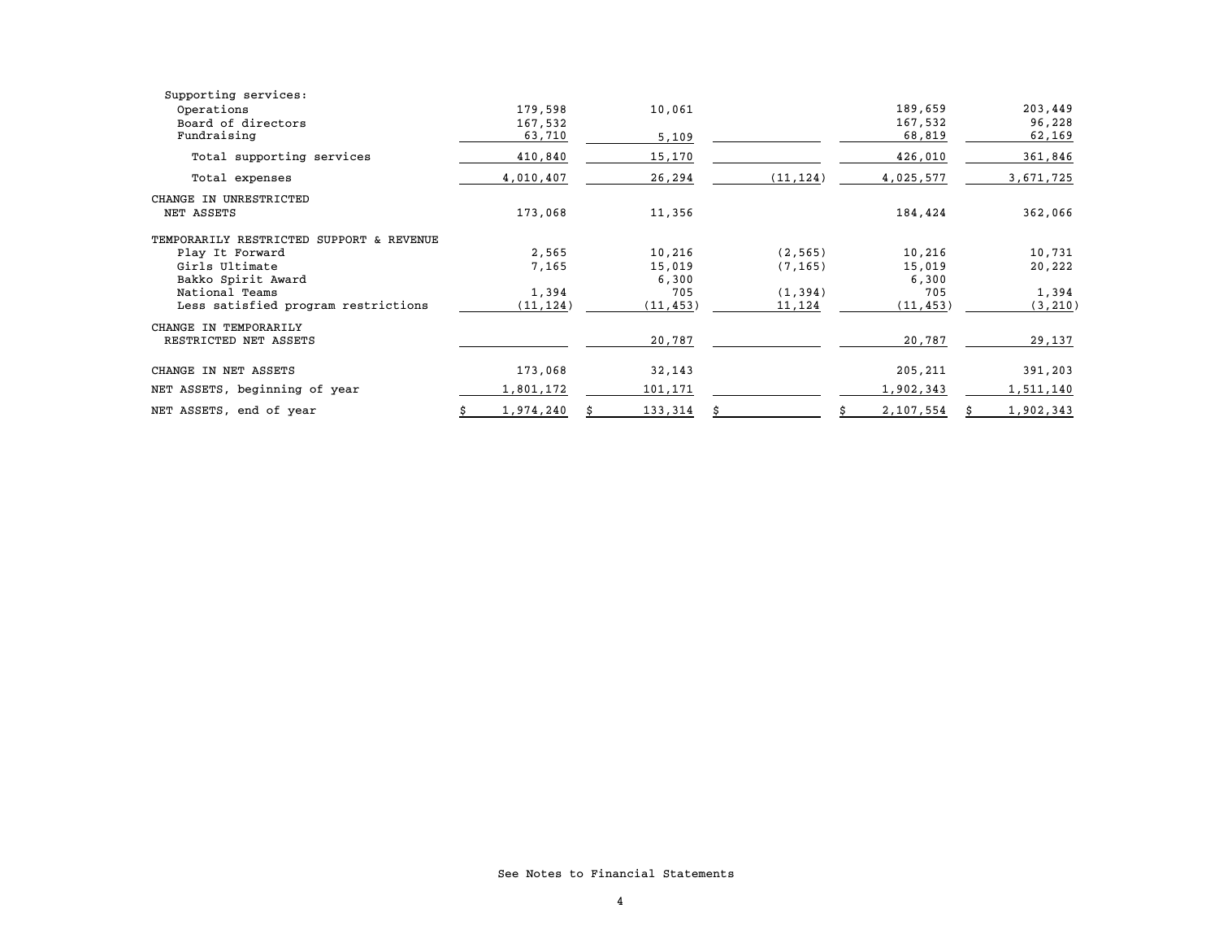| | | | | | |
|---|---|---|---|---|---|
| Supporting services: | | | | | |
| Operations | 179,598 | 10,061 | | 189,659 | 203,449 |
| Board of directors | 167,532 | | | 167,532 | 96,228 |
| Fundraising | 63,710 | 5,109 | | 68,819 | 62,169 |
| Total supporting services | 410,840 | 15,170 | | 426,010 | 361,846 |
| Total expenses | 4,010,407 | 26,294 | (11,124) | 4,025,577 | 3,671,725 |
| CHANGE IN UNRESTRICTED NET ASSETS | 173,068 | 11,356 | | 184,424 | 362,066 |
| TEMPORARILY RESTRICTED SUPPORT & REVENUE | | | | | |
| Play It Forward | 2,565 | 10,216 | (2,565) | 10,216 | 10,731 |
| Girls Ultimate | 7,165 | 15,019 | (7,165) | 15,019 | 20,222 |
| Bakko Spirit Award | | 6,300 | | 6,300 | |
| National Teams | 1,394 | 705 | (1,394) | 705 | 1,394 |
| Less satisfied program restrictions | (11,124) | (11,453) | 11,124 | (11,453) | (3,210) |
| CHANGE IN TEMPORARILY RESTRICTED NET ASSETS | | 20,787 | | 20,787 | 29,137 |
| CHANGE IN NET ASSETS | 173,068 | 32,143 | | 205,211 | 391,203 |
| NET ASSETS, beginning of year | 1,801,172 | 101,171 | | 1,902,343 | 1,511,140 |
| NET ASSETS, end of year | $ 1,974,240 | $ 133,314 | $ | $ 2,107,554 | $ 1,902,343 |

See Notes to Financial Statements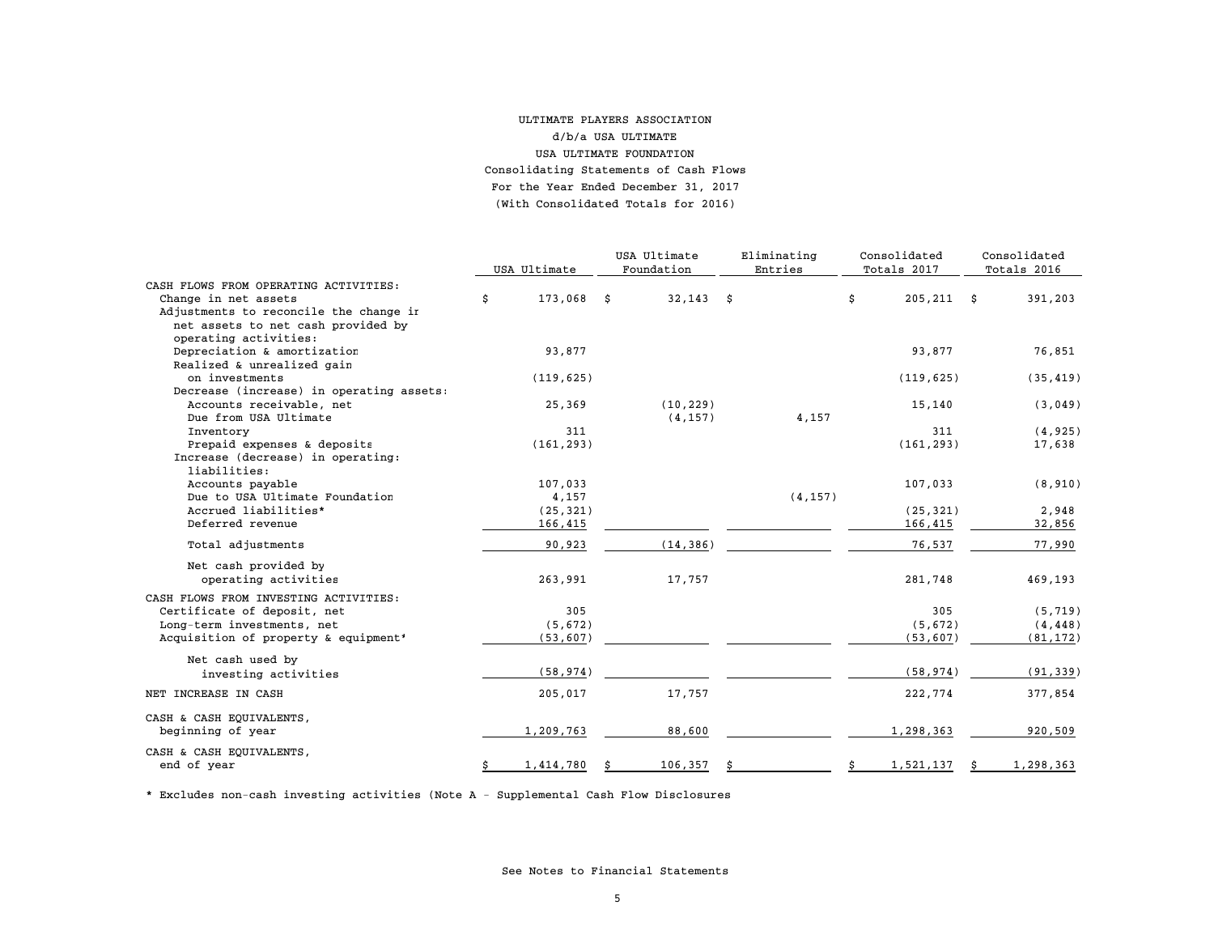ULTIMATE PLAYERS ASSOCIATION

d/b/a USA ULTIMATE

USA ULTIMATE FOUNDATION

Consolidating Statements of Cash Flows

For the Year Ended December 31, 2017

(With Consolidated Totals for 2016)

| | USA Ultimate | USA Ultimate Foundation | Eliminating Entries | Consolidated Totals 2017 | Consolidated Totals 2016 |
|---|---|---|---|---|---|
| CASH FLOWS FROM OPERATING ACTIVITIES: | | | | | |
| Change in net assets | $ 173,068 | $ 32,143 | $ | $ 205,211 | $ 391,203 |
| Adjustments to reconcile the change in net assets to net cash provided by operating activities: | | | | | |
| Depreciation & amortization | 93,877 | | | 93,877 | 76,851 |
| Realized & unrealized gain on investments | (119,625) | | | (119,625) | (35,419) |
| Decrease (increase) in operating assets: | | | | | |
| Accounts receivable, net | 25,369 | (10,229) | | 15,140 | (3,049) |
| Due from USA Ultimate | | (4,157) | 4,157 | | |
| Inventory | 311 | | | 311 | (4,925) |
| Prepaid expenses & deposits | (161,293) | | | (161,293) | 17,638 |
| Increase (decrease) in operating: liabilities: | | | | | |
| Accounts payable | 107,033 | | | 107,033 | (8,910) |
| Due to USA Ultimate Foundation | 4,157 | | (4,157) | | |
| Accrued liabilities* | (25,321) | | | (25,321) | 2,948 |
| Deferred revenue | 166,415 | | | 166,415 | 32,856 |
| Total adjustments | 90,923 | (14,386) | | 76,537 | 77,990 |
| Net cash provided by operating activities | 263,991 | 17,757 | | 281,748 | 469,193 |
| CASH FLOWS FROM INVESTING ACTIVITIES: | | | | | |
| Certificate of deposit, net | 305 | | | 305 | (5,719) |
| Long-term investments, net | (5,672) | | | (5,672) | (4,448) |
| Acquisition of property & equipment* | (53,607) | | | (53,607) | (81,172) |
| Net cash used by investing activities | (58,974) | | | (58,974) | (91,339) |
| NET INCREASE IN CASH | 205,017 | 17,757 | | 222,774 | 377,854 |
| CASH & CASH EQUIVALENTS, beginning of year | 1,209,763 | 88,600 | | 1,298,363 | 920,509 |
| CASH & CASH EQUIVALENTS, end of year | $ 1,414,780 | $ 106,357 | $ | $ 1,521,137 | $ 1,298,363 |

* Excludes non-cash investing activities (Note A - Supplemental Cash Flow Disclosures

See Notes to Financial Statements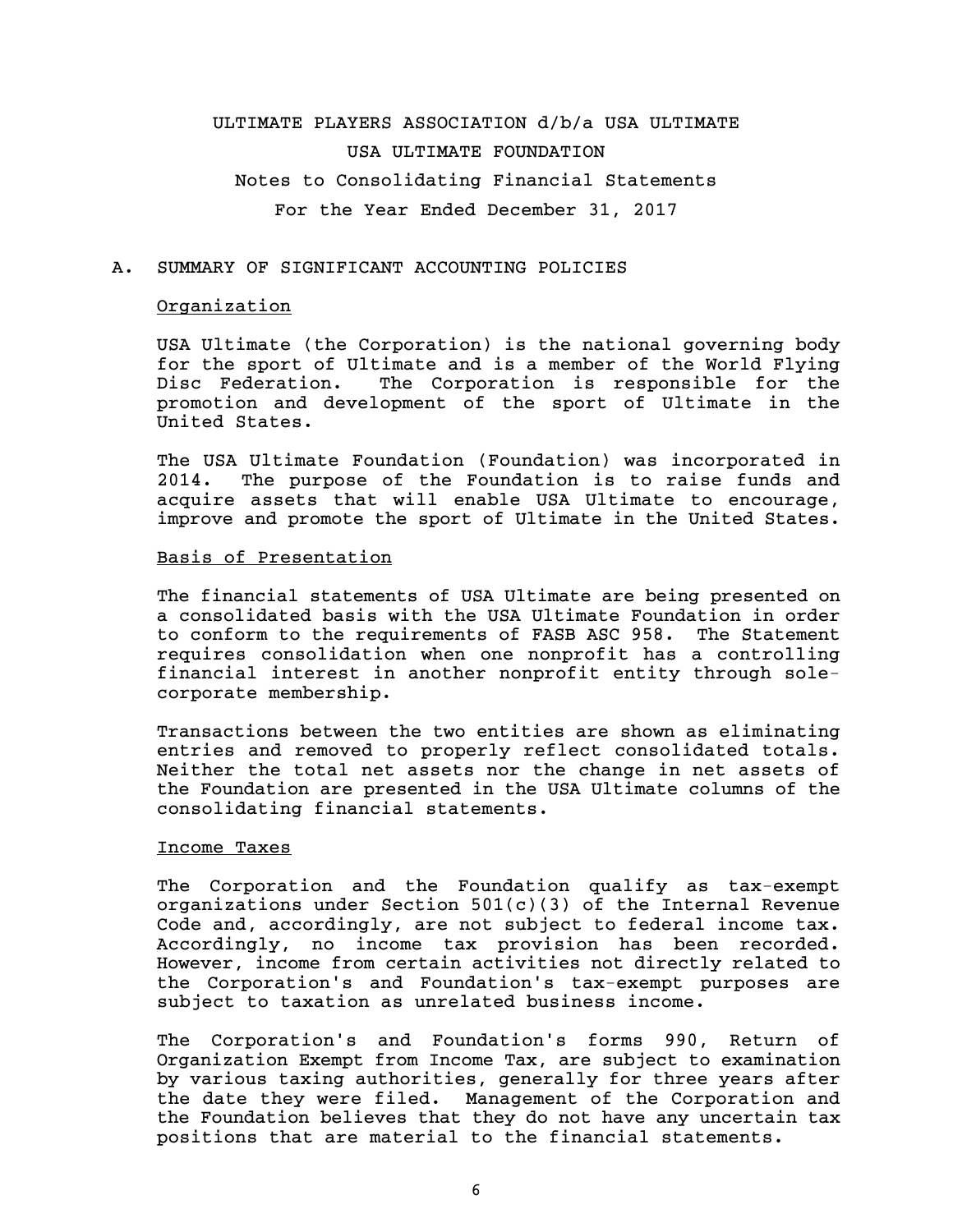# ULTIMATE PLAYERS ASSOCIATION d/b/a USA ULTIMATE

# USA ULTIMATE FOUNDATION

## Notes to Consolidating Financial Statements

## For the Year Ended December 31, 2017

## A. SUMMARY OF SIGNIFICANT ACCOUNTING POLICIES

### Organization

USA Ultimate (the Corporation) is the national governing body for the sport of Ultimate and is a member of the World Flying Disc Federation. The Corporation is responsible for the promotion and development of the sport of Ultimate in the United States.

The USA Ultimate Foundation (Foundation) was incorporated in 2014. The purpose of the Foundation is to raise funds and acquire assets that will enable USA Ultimate to encourage, improve and promote the sport of Ultimate in the United States.

### Basis of Presentation

The financial statements of USA Ultimate are being presented on a consolidated basis with the USA Ultimate Foundation in order to conform to the requirements of FASB ASC 958. The Statement requires consolidation when one nonprofit has a controlling financial interest in another nonprofit entity through sole-corporate membership.

Transactions between the two entities are shown as eliminating entries and removed to properly reflect consolidated totals. Neither the total net assets nor the change in net assets of the Foundation are presented in the USA Ultimate columns of the consolidating financial statements.

### Income Taxes

The Corporation and the Foundation qualify as tax-exempt organizations under Section 501(c)(3) of the Internal Revenue Code and, accordingly, are not subject to federal income tax. Accordingly, no income tax provision has been recorded. However, income from certain activities not directly related to the Corporation's and Foundation's tax-exempt purposes are subject to taxation as unrelated business income.

The Corporation's and Foundation's forms 990, Return of Organization Exempt from Income Tax, are subject to examination by various taxing authorities, generally for three years after the date they were filed. Management of the Corporation and the Foundation believes that they do not have any uncertain tax positions that are material to the financial statements.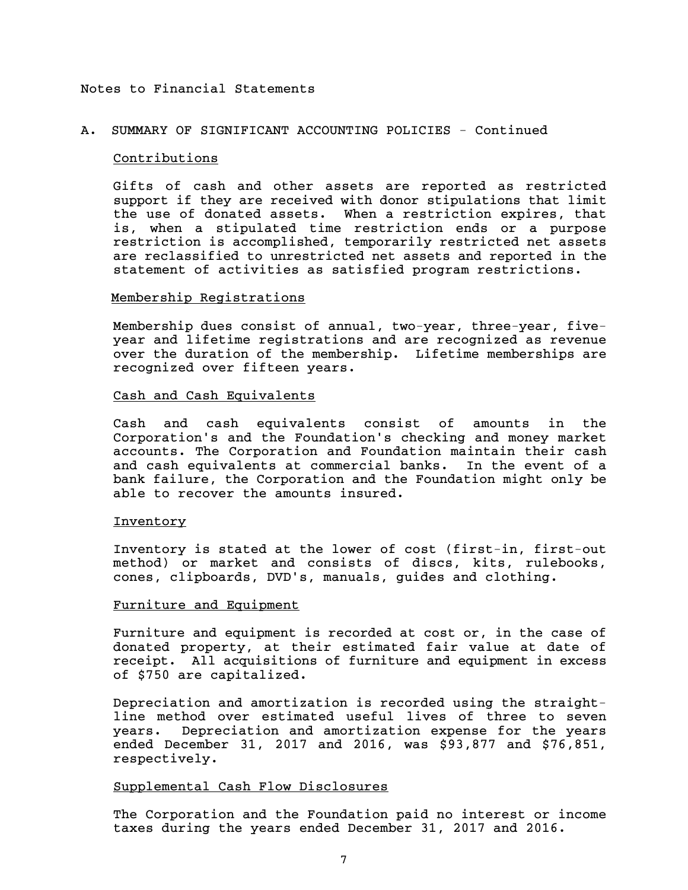Notes to Financial Statements

## A. SUMMARY OF SIGNIFICANT ACCOUNTING POLICIES - Continued

### Contributions

Gifts of cash and other assets are reported as restricted support if they are received with donor stipulations that limit the use of donated assets. When a restriction expires, that is, when a stipulated time restriction ends or a purpose restriction is accomplished, temporarily restricted net assets are reclassified to unrestricted net assets and reported in the statement of activities as satisfied program restrictions.

### Membership Registrations

Membership dues consist of annual, two-year, three-year, five-year and lifetime registrations and are recognized as revenue over the duration of the membership. Lifetime memberships are recognized over fifteen years.

### Cash and Cash Equivalents

Cash and cash equivalents consist of amounts in the Corporation's and the Foundation's checking and money market accounts. The Corporation and Foundation maintain their cash and cash equivalents at commercial banks. In the event of a bank failure, the Corporation and the Foundation might only be able to recover the amounts insured.

### Inventory

Inventory is stated at the lower of cost (first-in, first-out method) or market and consists of discs, kits, rulebooks, cones, clipboards, DVD's, manuals, guides and clothing.

### Furniture and Equipment

Furniture and equipment is recorded at cost or, in the case of donated property, at their estimated fair value at date of receipt. All acquisitions of furniture and equipment in excess of $750 are capitalized.

Depreciation and amortization is recorded using the straight-line method over estimated useful lives of three to seven years. Depreciation and amortization expense for the years ended December 31, 2017 and 2016, was $93,877 and $76,851, respectively.

### Supplemental Cash Flow Disclosures

The Corporation and the Foundation paid no interest or income taxes during the years ended December 31, 2017 and 2016.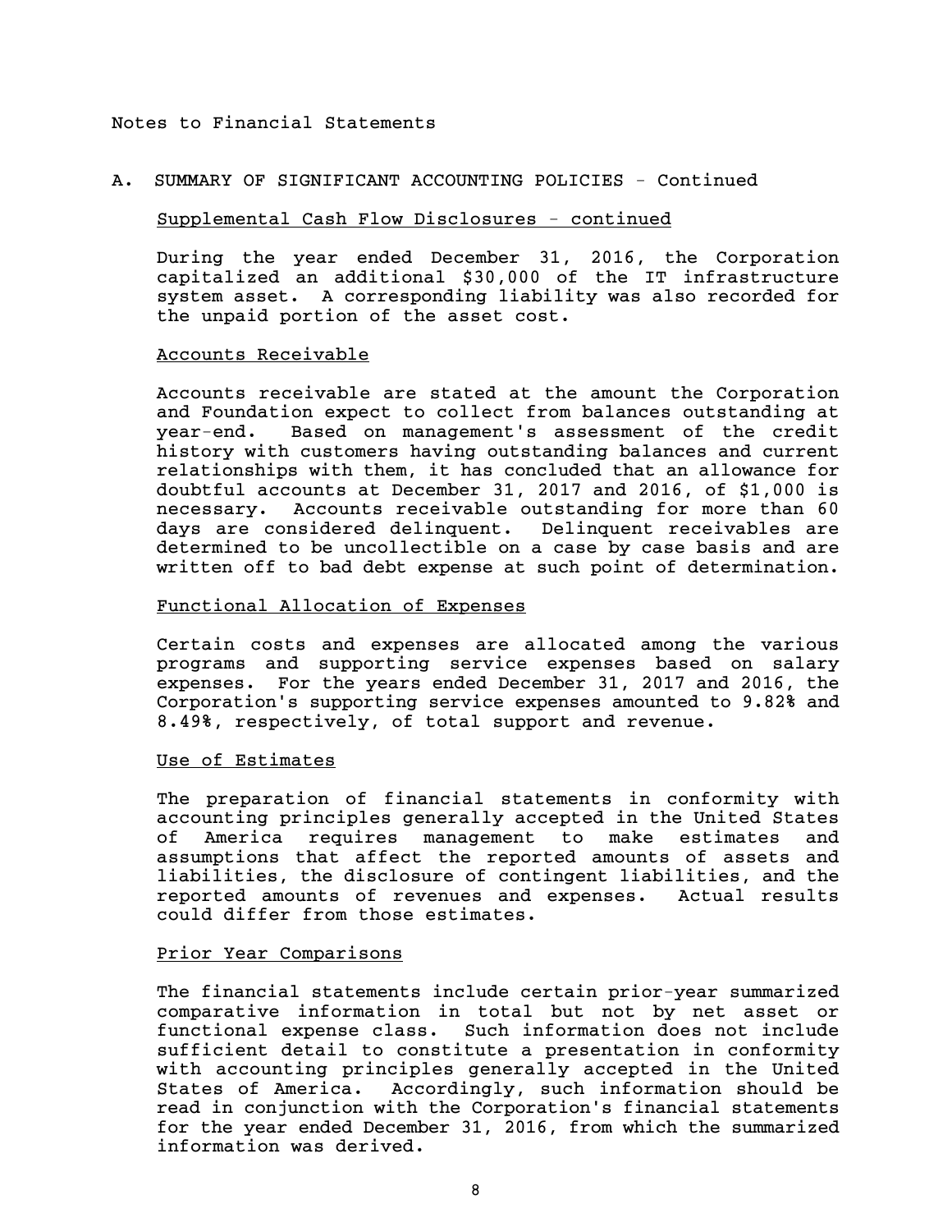Notes to Financial Statements

## A. SUMMARY OF SIGNIFICANT ACCOUNTING POLICIES - Continued

### Supplemental Cash Flow Disclosures - continued

During the year ended December 31, 2016, the Corporation capitalized an additional $30,000 of the IT infrastructure system asset. A corresponding liability was also recorded for the unpaid portion of the asset cost.

### Accounts Receivable

Accounts receivable are stated at the amount the Corporation and Foundation expect to collect from balances outstanding at year-end. Based on management's assessment of the credit history with customers having outstanding balances and current relationships with them, it has concluded that an allowance for doubtful accounts at December 31, 2017 and 2016, of $1,000 is necessary. Accounts receivable outstanding for more than 60 days are considered delinquent. Delinquent receivables are determined to be uncollectible on a case by case basis and are written off to bad debt expense at such point of determination.

### Functional Allocation of Expenses

Certain costs and expenses are allocated among the various programs and supporting service expenses based on salary expenses. For the years ended December 31, 2017 and 2016, the Corporation's supporting service expenses amounted to 9.82% and 8.49%, respectively, of total support and revenue.

### Use of Estimates

The preparation of financial statements in conformity with accounting principles generally accepted in the United States of America requires management to make estimates and assumptions that affect the reported amounts of assets and liabilities, the disclosure of contingent liabilities, and the reported amounts of revenues and expenses. Actual results could differ from those estimates.

### Prior Year Comparisons

The financial statements include certain prior-year summarized comparative information in total but not by net asset or functional expense class. Such information does not include sufficient detail to constitute a presentation in conformity with accounting principles generally accepted in the United States of America. Accordingly, such information should be read in conjunction with the Corporation's financial statements for the year ended December 31, 2016, from which the summarized information was derived.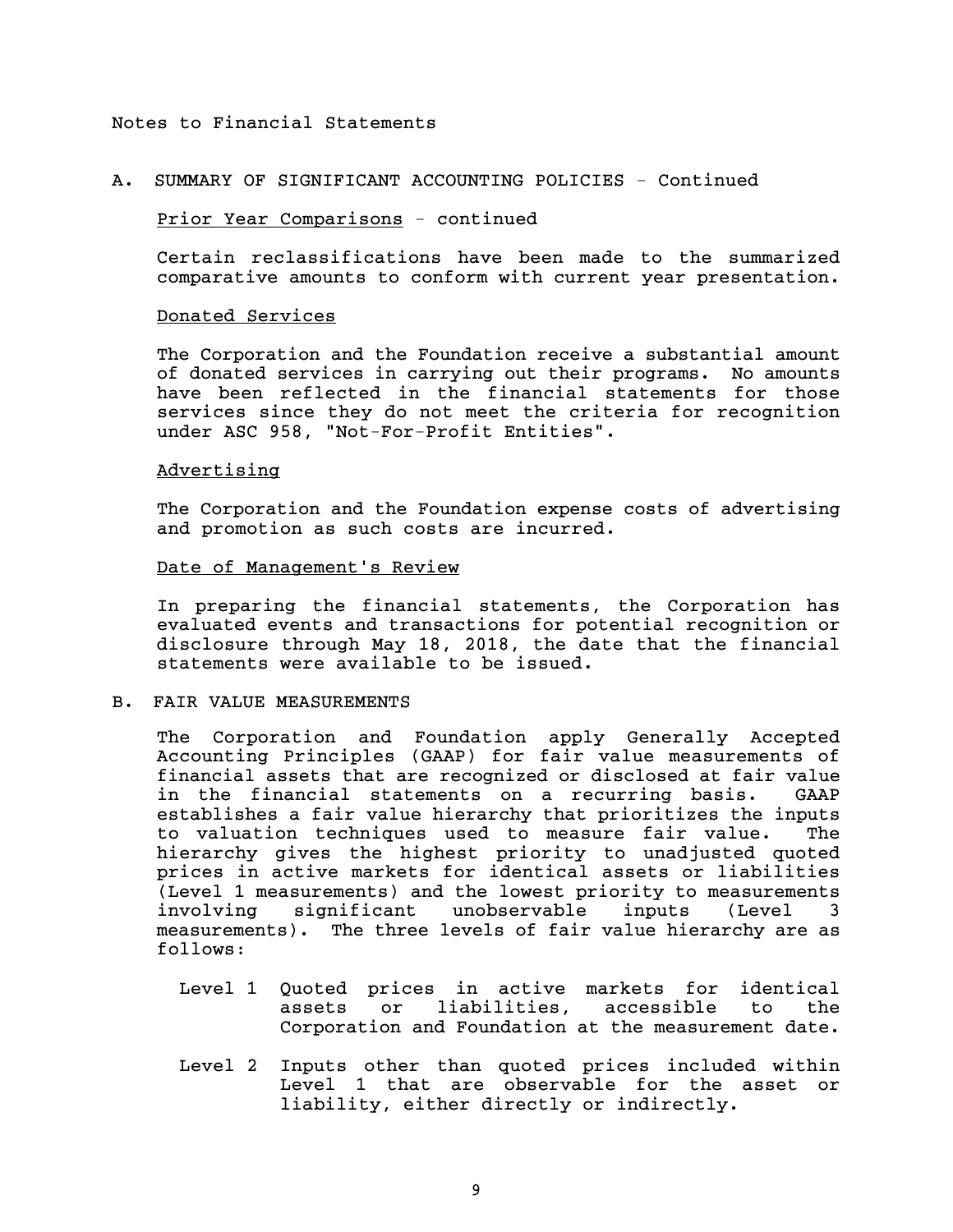Notes to Financial Statements

## A. SUMMARY OF SIGNIFICANT ACCOUNTING POLICIES - Continued

Prior Year Comparisons - continued

Certain reclassifications have been made to the summarized comparative amounts to conform with current year presentation.

### Donated Services

The Corporation and the Foundation receive a substantial amount of donated services in carrying out their programs. No amounts have been reflected in the financial statements for those services since they do not meet the criteria for recognition under ASC 958, "Not-For-Profit Entities".

### Advertising

The Corporation and the Foundation expense costs of advertising and promotion as such costs are incurred.

### Date of Management's Review

In preparing the financial statements, the Corporation has evaluated events and transactions for potential recognition or disclosure through May 18, 2018, the date that the financial statements were available to be issued.

## B. FAIR VALUE MEASUREMENTS

The Corporation and Foundation apply Generally Accepted Accounting Principles (GAAP) for fair value measurements of financial assets that are recognized or disclosed at fair value in the financial statements on a recurring basis. GAAP establishes a fair value hierarchy that prioritizes the inputs to valuation techniques used to measure fair value. The hierarchy gives the highest priority to unadjusted quoted prices in active markets for identical assets or liabilities (Level 1 measurements) and the lowest priority to measurements involving significant unobservable inputs (Level 3 measurements). The three levels of fair value hierarchy are as follows:

- Level 1 Quoted prices in active markets for identical assets or liabilities, accessible to the Corporation and Foundation at the measurement date.

- Level 2 Inputs other than quoted prices included within Level 1 that are observable for the asset or liability, either directly or indirectly.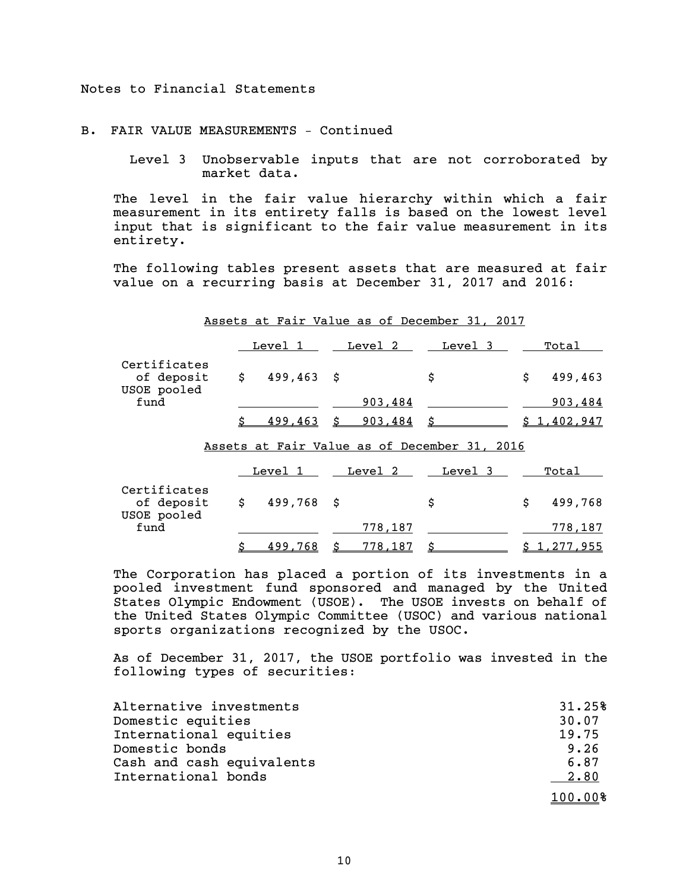Notes to Financial Statements

B. FAIR VALUE MEASUREMENTS - Continued

Level 3 Unobservable inputs that are not corroborated by market data.

The level in the fair value hierarchy within which a fair measurement in its entirety falls is based on the lowest level input that is significant to the fair value measurement in its entirety.

The following tables present assets that are measured at fair value on a recurring basis at December 31, 2017 and 2016:

Assets at Fair Value as of December 31, 2017

| | Level 1 | Level 2 | Level 3 | Total |
|---|---|---|---|---|
| Certificates of deposit | $ 499,463 | $ | $ | $ 499,463 |
| USOE pooled fund | | 903,484 | | 903,484 |
| | $ 499,463 | $ 903,484 | $ | $ 1,402,947 |

Assets at Fair Value as of December 31, 2016

| | Level 1 | Level 2 | Level 3 | Total |
|---|---|---|---|---|
| Certificates of deposit | $ 499,768 | $ | $ | $ 499,768 |
| USOE pooled fund | | 778,187 | | 778,187 |
| | $ 499,768 | $ 778,187 | $ | $ 1,277,955 |

The Corporation has placed a portion of its investments in a pooled investment fund sponsored and managed by the United States Olympic Endowment (USOE). The USOE invests on behalf of the United States Olympic Committee (USOC) and various national sports organizations recognized by the USOC.

As of December 31, 2017, the USOE portfolio was invested in the following types of securities:

| | |
|---|---|
| Alternative investments | 31.25% |
| Domestic equities | 30.07 |
| International equities | 19.75 |
| Domestic bonds | 9.26 |
| Cash and cash equivalents | 6.87 |
| International bonds | 2.80 |
| | 100.00% |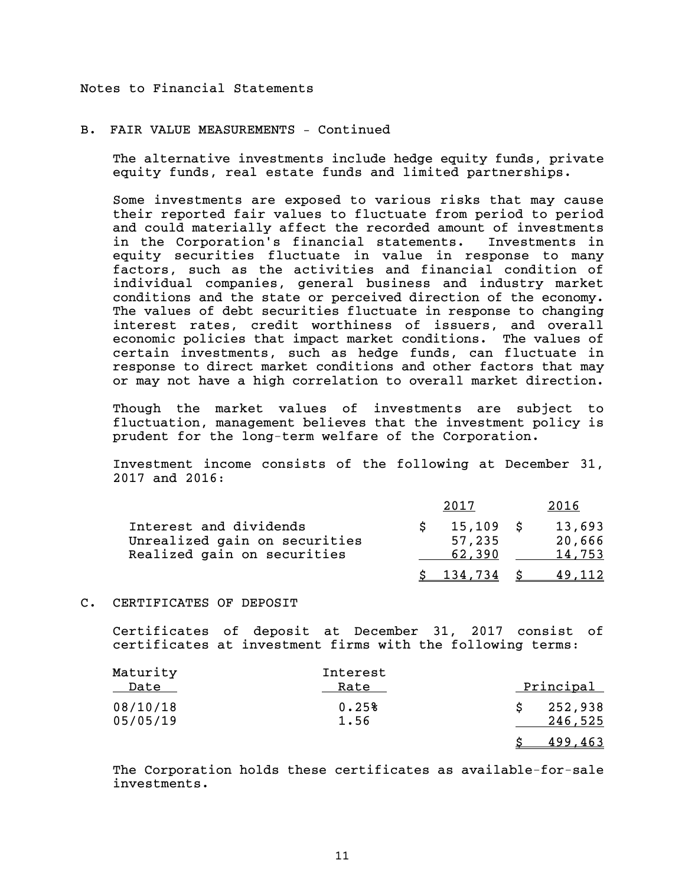Notes to Financial Statements

## B. FAIR VALUE MEASUREMENTS - Continued

The alternative investments include hedge equity funds, private equity funds, real estate funds and limited partnerships.

Some investments are exposed to various risks that may cause their reported fair values to fluctuate from period to period and could materially affect the recorded amount of investments in the Corporation's financial statements. Investments in equity securities fluctuate in value in response to many factors, such as the activities and financial condition of individual companies, general business and industry market conditions and the state or perceived direction of the economy. The values of debt securities fluctuate in response to changing interest rates, credit worthiness of issuers, and overall economic policies that impact market conditions. The values of certain investments, such as hedge funds, can fluctuate in response to direct market conditions and other factors that may or may not have a high correlation to overall market direction.

Though the market values of investments are subject to fluctuation, management believes that the investment policy is prudent for the long-term welfare of the Corporation.

Investment income consists of the following at December 31, 2017 and 2016:

| | 2017 | 2016 |
|---|---|---|
| Interest and dividends | $ 15,109 | $ 13,693 |
| Unrealized gain on securities | 57,235 | 20,666 |
| Realized gain on securities | 62,390 | 14,753 |
| | $ 134,734 | $ 49,112 |

## C. CERTIFICATES OF DEPOSIT

Certificates of deposit at December 31, 2017 consist of certificates at investment firms with the following terms:

| Maturity Date | Interest Rate | Principal |
|---|---|---|
| 08/10/18 | 0.25% | $ 252,938 |
| 05/05/19 | 1.56 | 246,525 |
| | | $ 499,463 |

The Corporation holds these certificates as available-for-sale investments.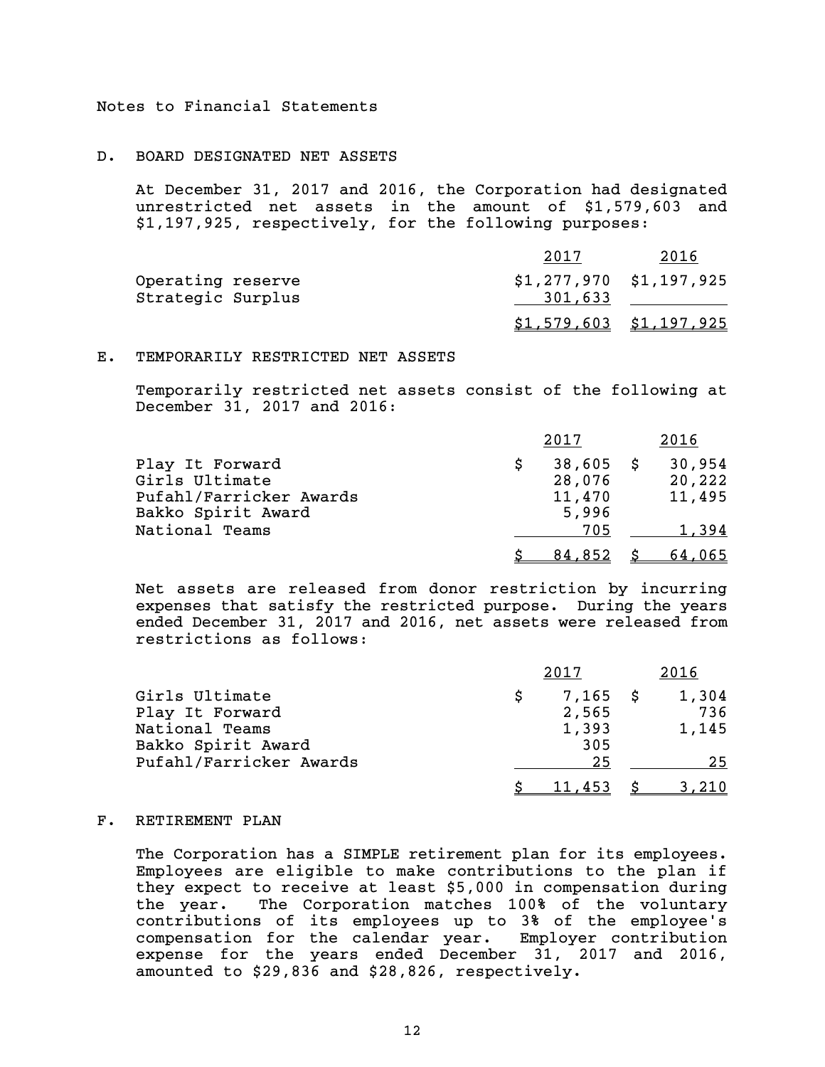Notes to Financial Statements

## D. BOARD DESIGNATED NET ASSETS

At December 31, 2017 and 2016, the Corporation had designated unrestricted net assets in the amount of $1,579,603 and $1,197,925, respectively, for the following purposes:

| | 2017 | 2016 |
|---|---|---|
| Operating reserve | $1,277,970 | $1,197,925 |
| Strategic Surplus | 301,633 | |
| | $1,579,603 | $1,197,925 |

## E. TEMPORARILY RESTRICTED NET ASSETS

Temporarily restricted net assets consist of the following at December 31, 2017 and 2016:

| | 2017 | 2016 |
|---|---|---|
| Play It Forward | $ 38,605 | $ 30,954 |
| Girls Ultimate | 28,076 | 20,222 |
| Pufahl/Farricker Awards | 11,470 | 11,495 |
| Bakko Spirit Award | 5,996 | |
| National Teams | 705 | 1,394 |
| | $ 84,852 | $ 64,065 |

Net assets are released from donor restriction by incurring expenses that satisfy the restricted purpose. During the years ended December 31, 2017 and 2016, net assets were released from restrictions as follows:

| | 2017 | 2016 |
|---|---|---|
| Girls Ultimate | $ 7,165 | $ 1,304 |
| Play It Forward | 2,565 | 736 |
| National Teams | 1,393 | 1,145 |
| Bakko Spirit Award | 305 | |
| Pufahl/Farricker Awards | 25 | 25 |
| | $ 11,453 | $ 3,210 |

## F. RETIREMENT PLAN

The Corporation has a SIMPLE retirement plan for its employees. Employees are eligible to make contributions to the plan if they expect to receive at least $5,000 in compensation during the year. The Corporation matches 100% of the voluntary contributions of its employees up to 3% of the employee's compensation for the calendar year. Employer contribution expense for the years ended December 31, 2017 and 2016, amounted to $29,836 and $28,826, respectively.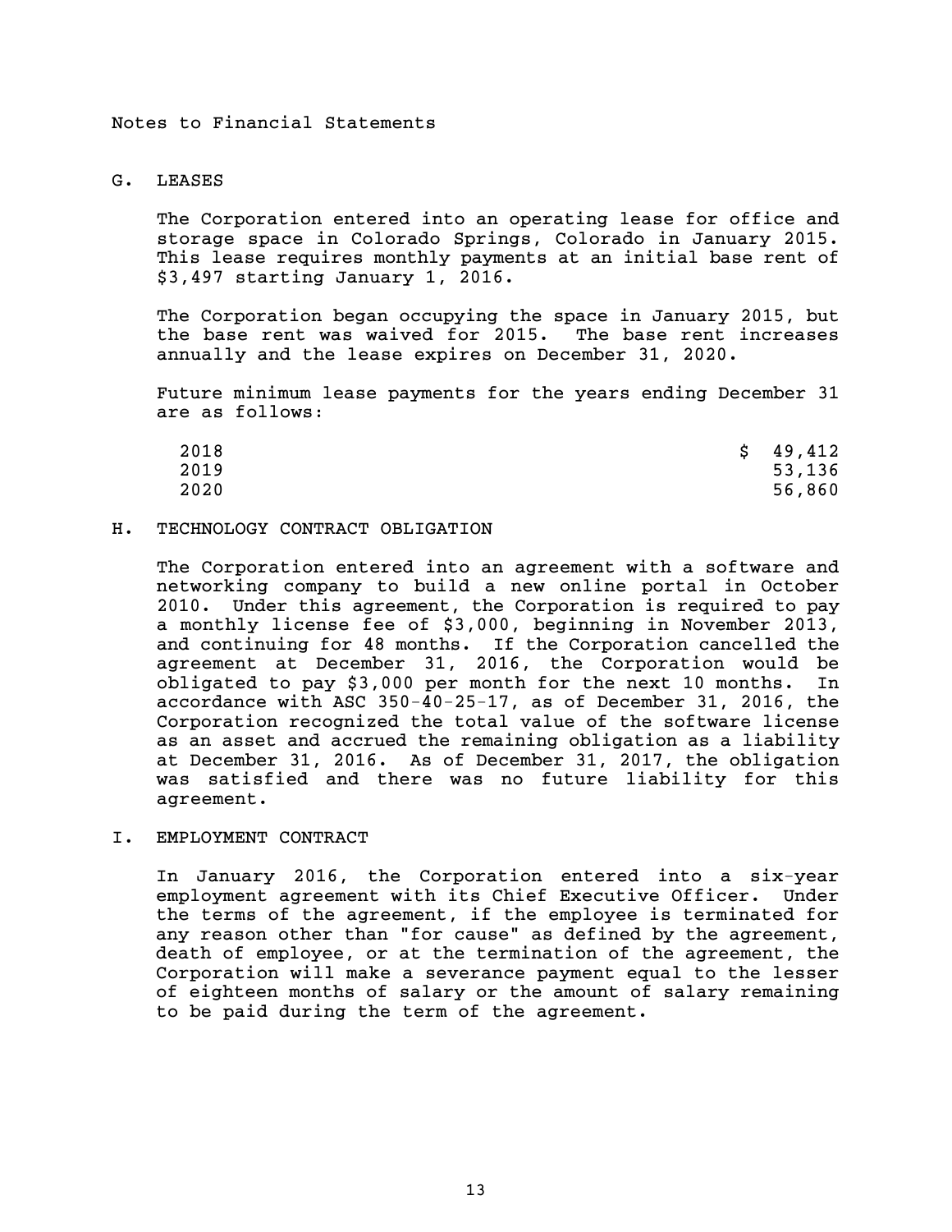Notes to Financial Statements

## G. LEASES

The Corporation entered into an operating lease for office and storage space in Colorado Springs, Colorado in January 2015. This lease requires monthly payments at an initial base rent of $3,497 starting January 1, 2016.

The Corporation began occupying the space in January 2015, but the base rent was waived for 2015. The base rent increases annually and the lease expires on December 31, 2020.

Future minimum lease payments for the years ending December 31 are as follows:

| | |
|---|---|
| 2018 | $ 49,412 |
| 2019 | 53,136 |
| 2020 | 56,860 |

## H. TECHNOLOGY CONTRACT OBLIGATION

The Corporation entered into an agreement with a software and networking company to build a new online portal in October 2010. Under this agreement, the Corporation is required to pay a monthly license fee of $3,000, beginning in November 2013, and continuing for 48 months. If the Corporation cancelled the agreement at December 31, 2016, the Corporation would be obligated to pay $3,000 per month for the next 10 months. In accordance with ASC 350-40-25-17, as of December 31, 2016, the Corporation recognized the total value of the software license as an asset and accrued the remaining obligation as a liability at December 31, 2016. As of December 31, 2017, the obligation was satisfied and there was no future liability for this agreement.

## I. EMPLOYMENT CONTRACT

In January 2016, the Corporation entered into a six-year employment agreement with its Chief Executive Officer. Under the terms of the agreement, if the employee is terminated for any reason other than "for cause" as defined by the agreement, death of employee, or at the termination of the agreement, the Corporation will make a severance payment equal to the lesser of eighteen months of salary or the amount of salary remaining to be paid during the term of the agreement.